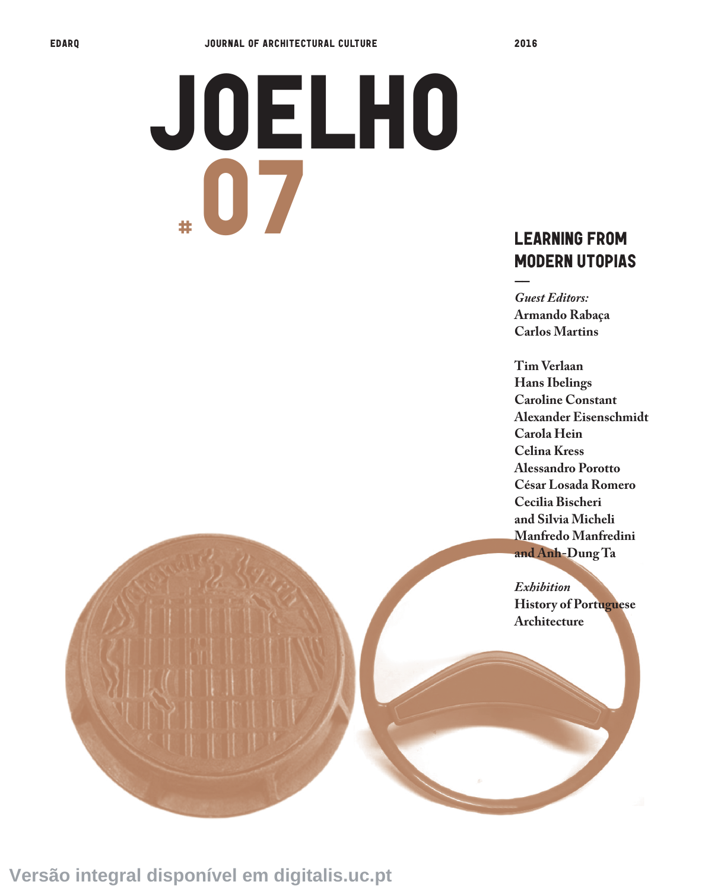EDARQ JOURNAL OF ARCHITECTURAL CULTURE 2016

# JOELHO #07

## LEARNING FROM MODERN UTOPIAS

—

*Guest Editors:*
**Armando Rabaça**
**Carlos Martins**

**Tim Verlaan**
**Hans Ibelings**
**Caroline Constant**
**Alexander Eisenschmidt**
**Carola Hein**
**Celina Kress**
**Alessandro Porotto**
**César Losada Romero**
**Cecilia Bischeri and Silvia Micheli**
**Manfredo Manfredini and Anh-Dung Ta**

*Exhibition*
**History of Portuguese Architecture**

Versão integral disponível em digitalis.uc.pt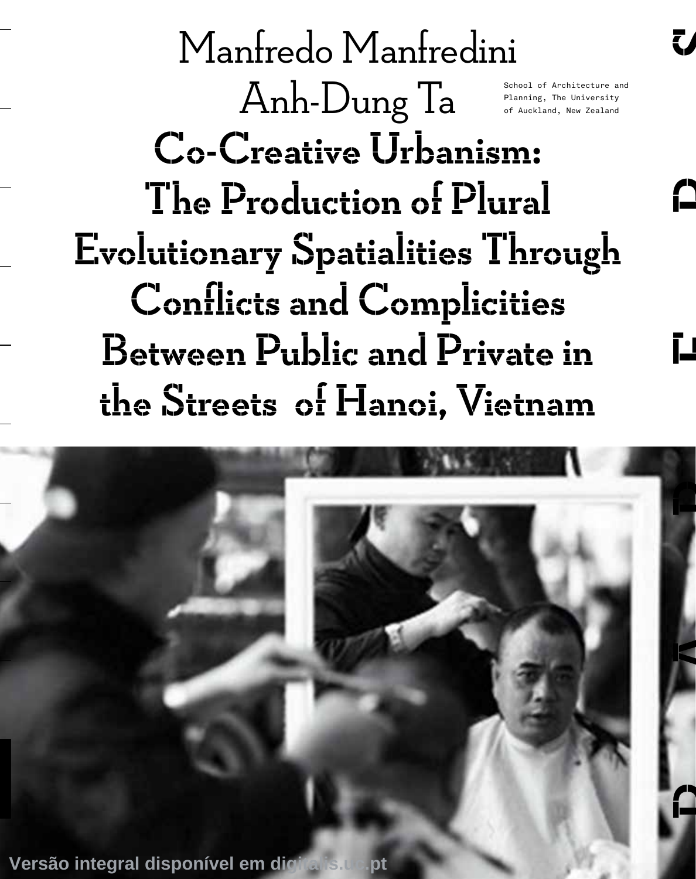Manfredo Manfredini

Anh-Dung Ta

School of Architecture and Planning, The University of Auckland, New Zealand

# Co-Creative Urbanism: The Production of Plural Evolutionary Spatialities Through Conflicts and Complicities Between Public and Private in the Streets of Hanoi, Vietnam

Versão integral disponível em digitalis.uc.pt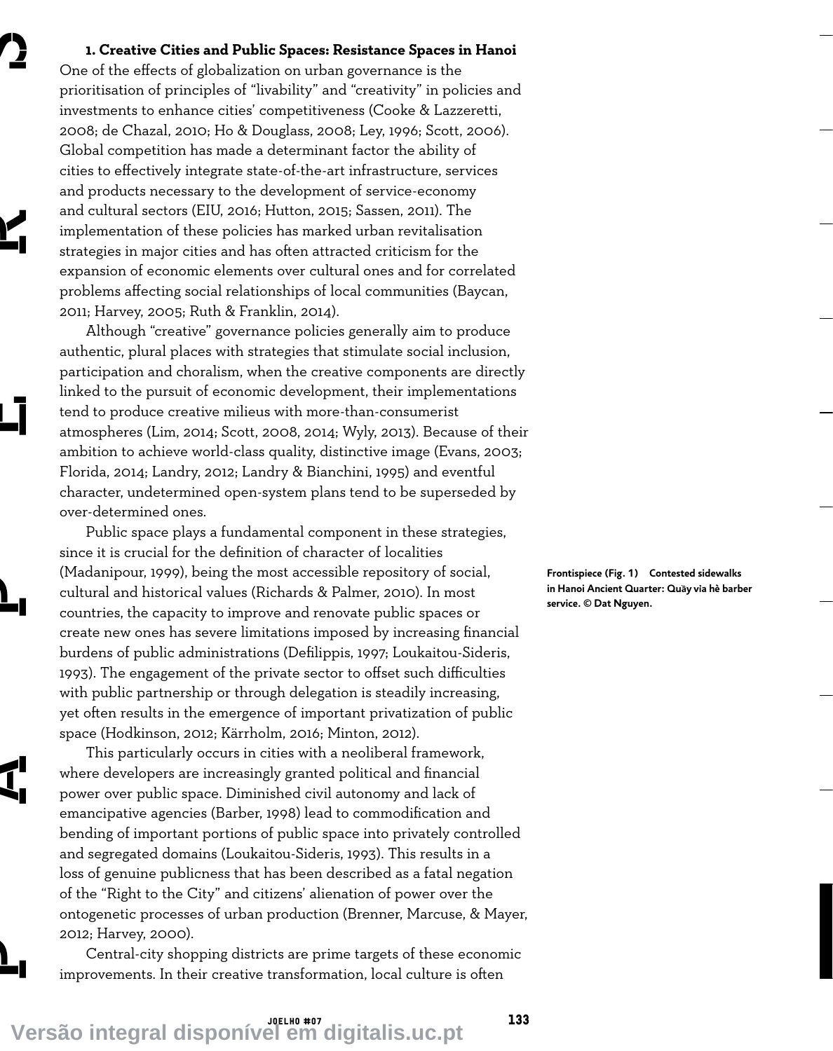**1. Creative Cities and Public Spaces: Resistance Spaces in Hanoi**

One of the effects of globalization on urban governance is the prioritisation of principles of "livability" and "creativity" in policies and investments to enhance cities' competitiveness (Cooke & Lazzeretti, 2008; de Chazal, 2010; Ho & Douglass, 2008; Ley, 1996; Scott, 2006). Global competition has made a determinant factor the ability of cities to effectively integrate state-of-the-art infrastructure, services and products necessary to the development of service-economy and cultural sectors (EIU, 2016; Hutton, 2015; Sassen, 2011). The implementation of these policies has marked urban revitalisation strategies in major cities and has often attracted criticism for the expansion of economic elements over cultural ones and for correlated problems affecting social relationships of local communities (Baycan, 2011; Harvey, 2005; Ruth & Franklin, 2014).

Although "creative" governance policies generally aim to produce authentic, plural places with strategies that stimulate social inclusion, participation and choralism, when the creative components are directly linked to the pursuit of economic development, their implementations tend to produce creative milieus with more-than-consumerist atmospheres (Lim, 2014; Scott, 2008, 2014; Wyly, 2013). Because of their ambition to achieve world-class quality, distinctive image (Evans, 2003; Florida, 2014; Landry, 2012; Landry & Bianchini, 1995) and eventful character, undetermined open-system plans tend to be superseded by over-determined ones.

Public space plays a fundamental component in these strategies, since it is crucial for the definition of character of localities (Madanipour, 1999), being the most accessible repository of social, cultural and historical values (Richards & Palmer, 2010). In most countries, the capacity to improve and renovate public spaces or create new ones has severe limitations imposed by increasing financial burdens of public administrations (Defilippis, 1997; Loukaitou-Sideris, 1993). The engagement of the private sector to offset such difficulties with public partnership or through delegation is steadily increasing, yet often results in the emergence of important privatization of public space (Hodkinson, 2012; Kärrholm, 2016; Minton, 2012).

This particularly occurs in cities with a neoliberal framework, where developers are increasingly granted political and financial power over public space. Diminished civil autonomy and lack of emancipative agencies (Barber, 1998) lead to commodification and bending of important portions of public space into privately controlled and segregated domains (Loukaitou-Sideris, 1993). This results in a loss of genuine publicness that has been described as a fatal negation of the "Right to the City" and citizens' alienation of power over the ontogenetic processes of urban production (Brenner, Marcuse, & Mayer, 2012; Harvey, 2000).

Central-city shopping districts are prime targets of these economic improvements. In their creative transformation, local culture is often

**Frontispiece (Fig. 1) Contested sidewalks in Hanoi Ancient Quarter: Quầy via hè barber service. © Dat Nguyen.**